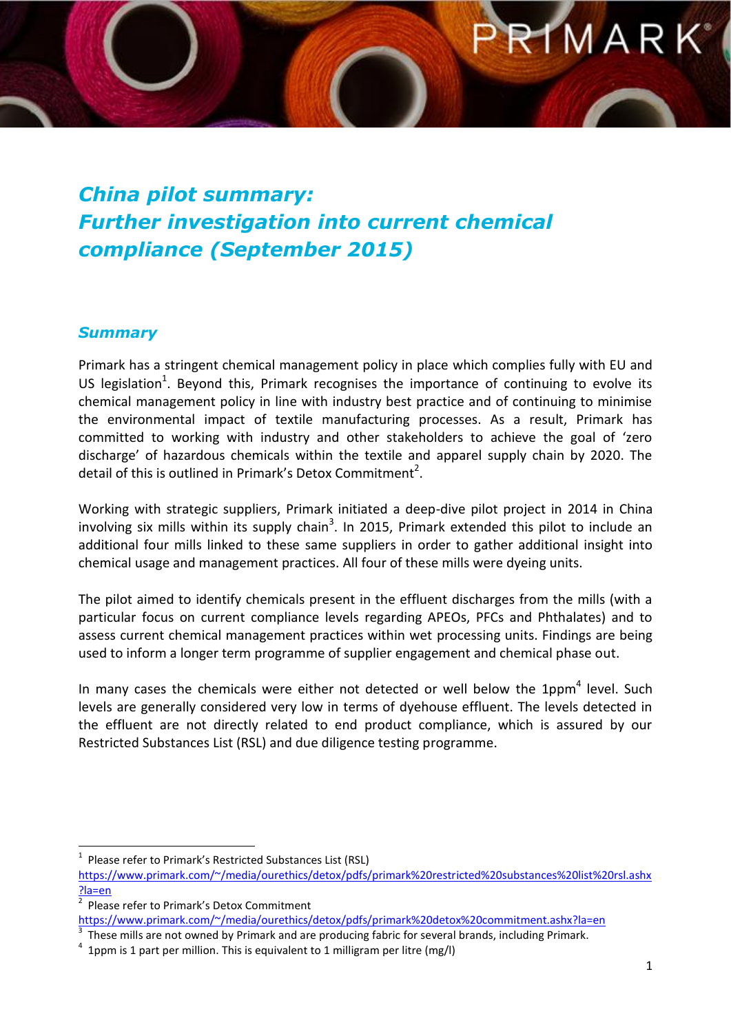# *China pilot summary: Further investigation into current chemical compliance (September 2015)*

## *Summary*

Primark has a stringent chemical management policy in place which complies fully with EU and US legislation[1]. Beyond this, Primark recognises the importance of continuing to evolve its chemical management policy in line with industry best practice and of continuing to minimise the environmental impact of textile manufacturing processes. As a result, Primark has committed to working with industry and other stakeholders to achieve the goal of 'zero discharge' of hazardous chemicals within the textile and apparel supply chain by 2020. The detail of this is outlined in Primark's Detox Commitment[2].

Working with strategic suppliers, Primark initiated a deep-dive pilot project in 2014 in China involving six mills within its supply chain[3]. In 2015, Primark extended this pilot to include an additional four mills linked to these same suppliers in order to gather additional insight into chemical usage and management practices. All four of these mills were dyeing units.

The pilot aimed to identify chemicals present in the effluent discharges from the mills (with a particular focus on current compliance levels regarding APEOs, PFCs and Phthalates) and to assess current chemical management practices within wet processing units. Findings are being used to inform a longer term programme of supplier engagement and chemical phase out.

In many cases the chemicals were either not detected or well below the 1ppm[4] level. Such levels are generally considered very low in terms of dyehouse effluent. The levels detected in the effluent are not directly related to end product compliance, which is assured by our Restricted Substances List (RSL) and due diligence testing programme.

---

[1] Please refer to Primark's Restricted Substances List (RSL) https://www.primark.com/~/media/ourethics/detox/pdfs/primark%20restricted%20substances%20list%20rsl.ashx?la=en

[2] Please refer to Primark's Detox Commitment https://www.primark.com/~/media/ourethics/detox/pdfs/primark%20detox%20commitment.ashx?la=en

[3] These mills are not owned by Primark and are producing fabric for several brands, including Primark.

[4] 1ppm is 1 part per million. This is equivalent to 1 milligram per litre (mg/l)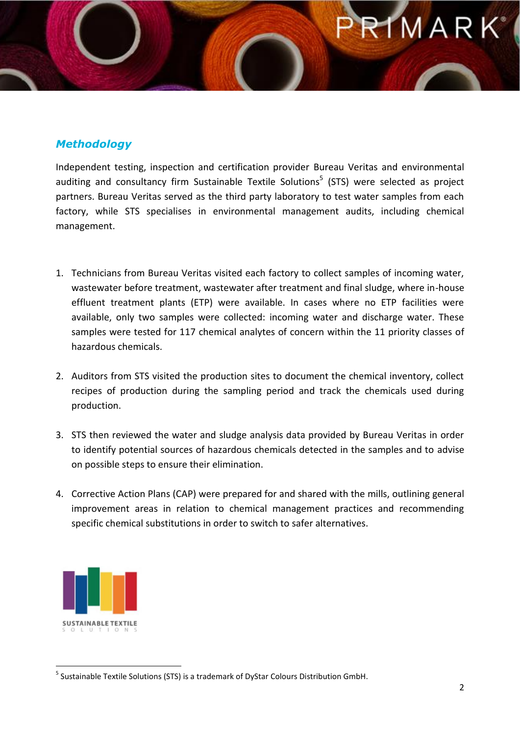## *Methodology*

Independent testing, inspection and certification provider Bureau Veritas and environmental auditing and consultancy firm Sustainable Textile Solutions[5] (STS) were selected as project partners. Bureau Veritas served as the third party laboratory to test water samples from each factory, while STS specialises in environmental management audits, including chemical management.

1. Technicians from Bureau Veritas visited each factory to collect samples of incoming water, wastewater before treatment, wastewater after treatment and final sludge, where in-house effluent treatment plants (ETP) were available. In cases where no ETP facilities were available, only two samples were collected: incoming water and discharge water. These samples were tested for 117 chemical analytes of concern within the 11 priority classes of hazardous chemicals.

2. Auditors from STS visited the production sites to document the chemical inventory, collect recipes of production during the sampling period and track the chemicals used during production.

3. STS then reviewed the water and sludge analysis data provided by Bureau Veritas in order to identify potential sources of hazardous chemicals detected in the samples and to advise on possible steps to ensure their elimination.

4. Corrective Action Plans (CAP) were prepared for and shared with the mills, outlining general improvement areas in relation to chemical management practices and recommending specific chemical substitutions in order to switch to safer alternatives.

SUSTAINABLE TEXTILE SOLUTIONS

[5] Sustainable Textile Solutions (STS) is a trademark of DyStar Colours Distribution GmbH.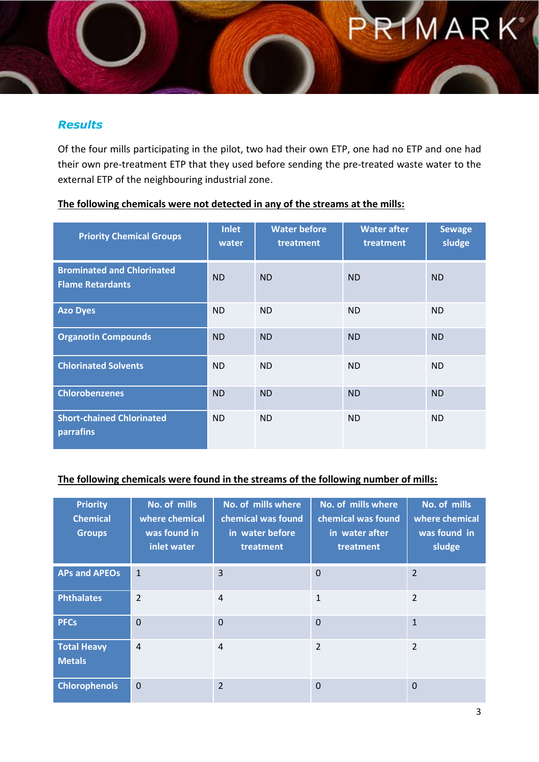## *Results*

Of the four mills participating in the pilot, two had their own ETP, one had no ETP and one had their own pre-treatment ETP that they used before sending the pre-treated waste water to the external ETP of the neighbouring industrial zone.

**The following chemicals were not detected in any of the streams at the mills:**

| Priority Chemical Groups | Inlet water | Water before treatment | Water after treatment | Sewage sludge |
|---|---|---|---|---|
| Brominated and Chlorinated Flame Retardants | ND | ND | ND | ND |
| Azo Dyes | ND | ND | ND | ND |
| Organotin Compounds | ND | ND | ND | ND |
| Chlorinated Solvents | ND | ND | ND | ND |
| Chlorobenzenes | ND | ND | ND | ND |
| Short-chained Chlorinated parrafins | ND | ND | ND | ND |

**The following chemicals were found in the streams of the following number of mills:**

| Priority Chemical Groups | No. of mills where chemical was found in inlet water | No. of mills where chemical was found in water before treatment | No. of mills where chemical was found in water after treatment | No. of mills where chemical was found in sludge |
|---|---|---|---|---|
| APs and APEOs | 1 | 3 | 0 | 2 |
| Phthalates | 2 | 4 | 1 | 2 |
| PFCs | 0 | 0 | 0 | 1 |
| Total Heavy Metals | 4 | 4 | 2 | 2 |
| Chlorophenols | 0 | 2 | 0 | 0 |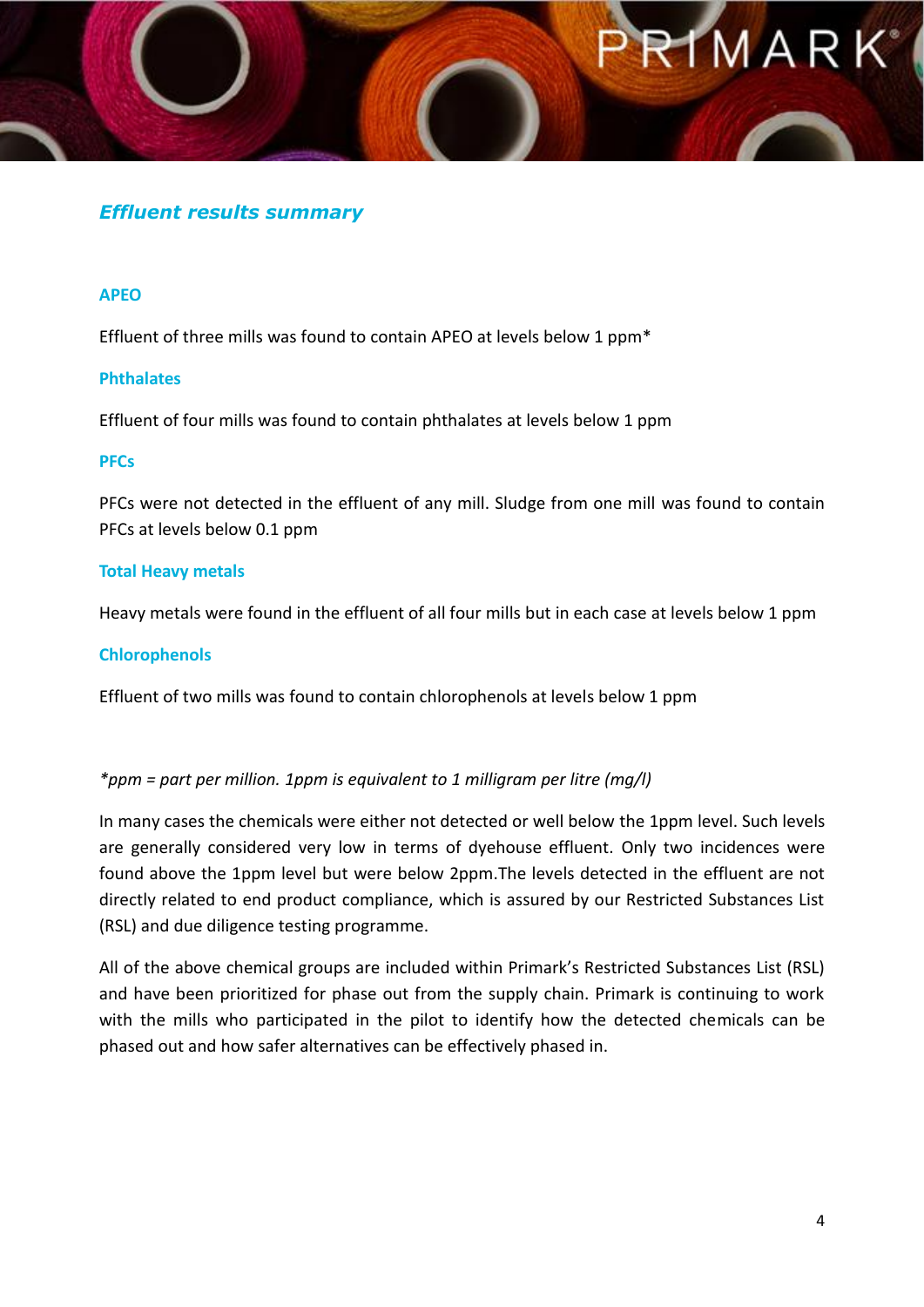## *Effluent results summary*

### APEO

Effluent of three mills was found to contain APEO at levels below 1 ppm*

### Phthalates

Effluent of four mills was found to contain phthalates at levels below 1 ppm

### PFCs

PFCs were not detected in the effluent of any mill. Sludge from one mill was found to contain PFCs at levels below 0.1 ppm

### Total Heavy metals

Heavy metals were found in the effluent of all four mills but in each case at levels below 1 ppm

### Chlorophenols

Effluent of two mills was found to contain chlorophenols at levels below 1 ppm

*\*ppm = part per million. 1ppm is equivalent to 1 milligram per litre (mg/l)*

In many cases the chemicals were either not detected or well below the 1ppm level. Such levels are generally considered very low in terms of dyehouse effluent. Only two incidences were found above the 1ppm level but were below 2ppm.The levels detected in the effluent are not directly related to end product compliance, which is assured by our Restricted Substances List (RSL) and due diligence testing programme.

All of the above chemical groups are included within Primark's Restricted Substances List (RSL) and have been prioritized for phase out from the supply chain. Primark is continuing to work with the mills who participated in the pilot to identify how the detected chemicals can be phased out and how safer alternatives can be effectively phased in.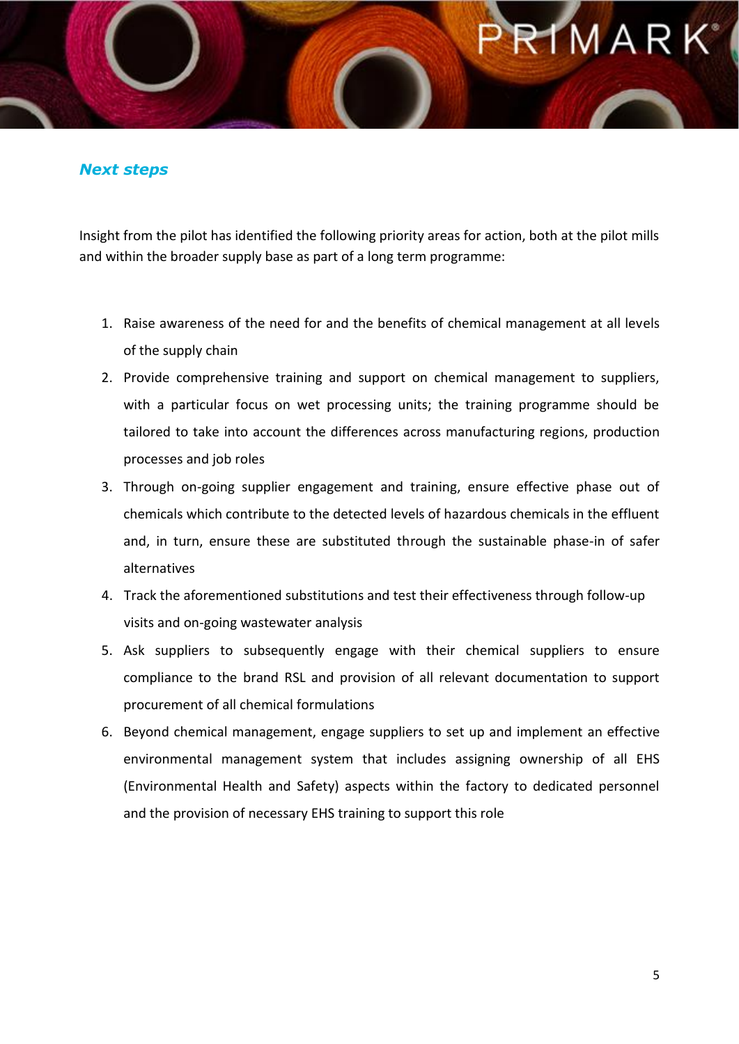## *Next steps*

Insight from the pilot has identified the following priority areas for action, both at the pilot mills and within the broader supply base as part of a long term programme:

1. Raise awareness of the need for and the benefits of chemical management at all levels of the supply chain
2. Provide comprehensive training and support on chemical management to suppliers, with a particular focus on wet processing units; the training programme should be tailored to take into account the differences across manufacturing regions, production processes and job roles
3. Through on-going supplier engagement and training, ensure effective phase out of chemicals which contribute to the detected levels of hazardous chemicals in the effluent and, in turn, ensure these are substituted through the sustainable phase-in of safer alternatives
4. Track the aforementioned substitutions and test their effectiveness through follow-up visits and on-going wastewater analysis
5. Ask suppliers to subsequently engage with their chemical suppliers to ensure compliance to the brand RSL and provision of all relevant documentation to support procurement of all chemical formulations
6. Beyond chemical management, engage suppliers to set up and implement an effective environmental management system that includes assigning ownership of all EHS (Environmental Health and Safety) aspects within the factory to dedicated personnel and the provision of necessary EHS training to support this role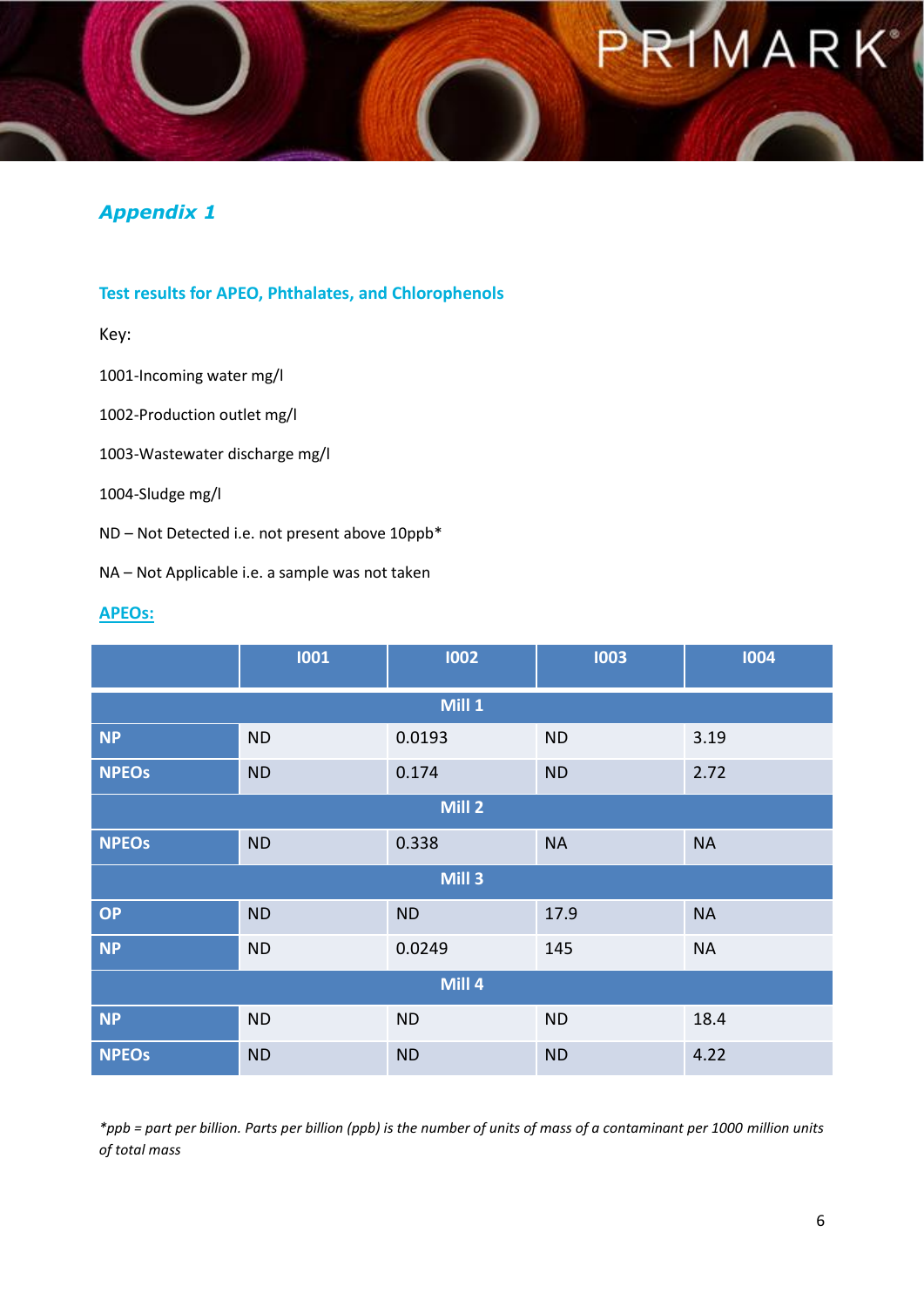## Appendix 1

### Test results for APEO, Phthalates, and Chlorophenols

Key:

1001-Incoming water mg/l

1002-Production outlet mg/l

1003-Wastewater discharge mg/l

1004-Sludge mg/l

ND – Not Detected i.e. not present above 10ppb*

NA – Not Applicable i.e. a sample was not taken

**APEOs:**

| | I001 | I002 | I003 | I004 |
|---|---|---|---|---|
| **Mill 1** | | | | |
| **NP** | ND | 0.0193 | ND | 3.19 |
| **NPEOs** | ND | 0.174 | ND | 2.72 |
| **Mill 2** | | | | |
| **NPEOs** | ND | 0.338 | NA | NA |
| **Mill 3** | | | | |
| **OP** | ND | ND | 17.9 | NA |
| **NP** | ND | 0.0249 | 145 | NA |
| **Mill 4** | | | | |
| **NP** | ND | ND | ND | 18.4 |
| **NPEOs** | ND | ND | ND | 4.22 |

*\*ppb = part per billion. Parts per billion (ppb) is the number of units of mass of a contaminant per 1000 million units of total mass*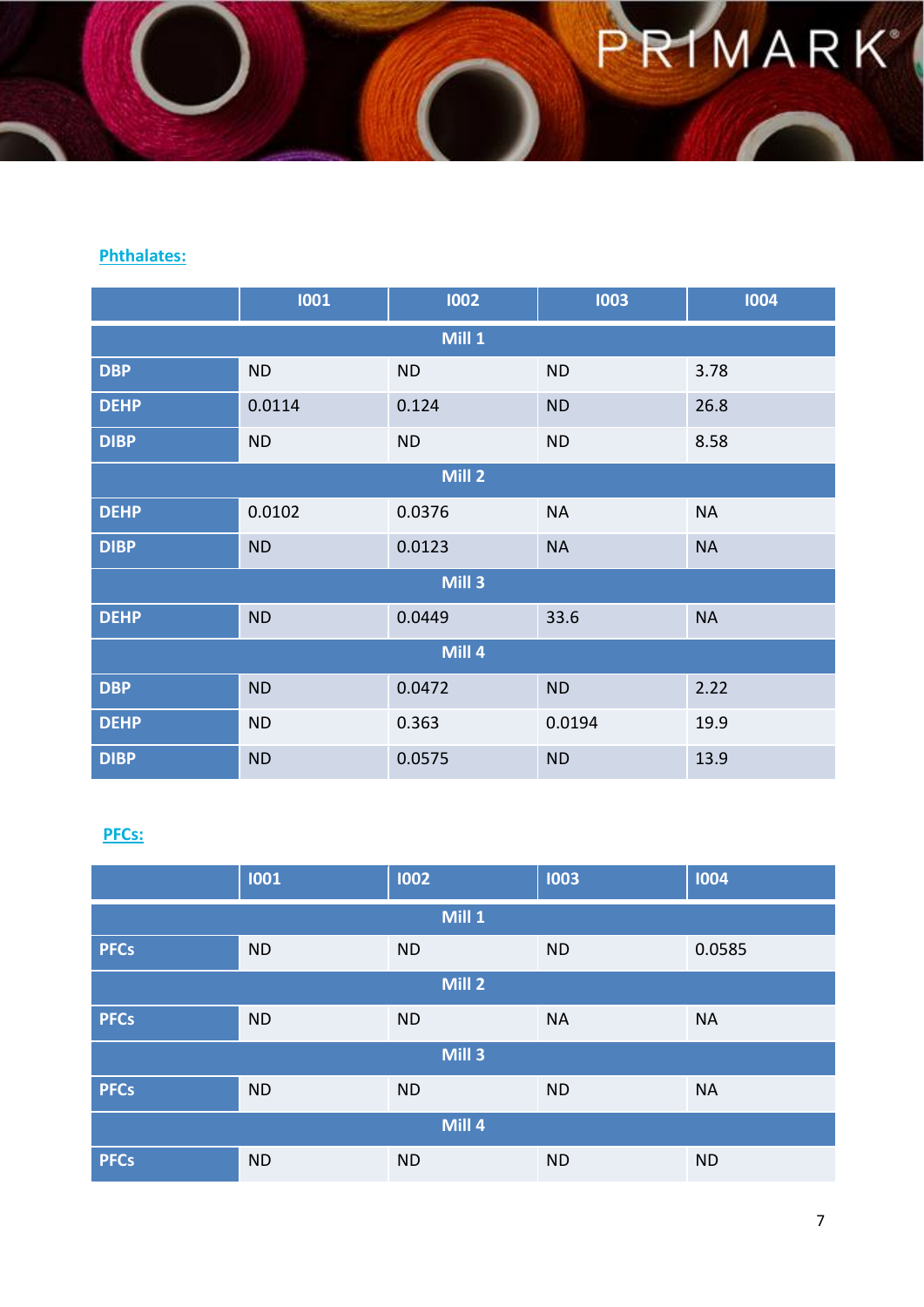**Phthalates:**

| | I001 | I002 | I003 | I004 |
|---|---|---|---|---|
| **Mill 1** | | | | |
| DBP | ND | ND | ND | 3.78 |
| DEHP | 0.0114 | 0.124 | ND | 26.8 |
| DIBP | ND | ND | ND | 8.58 |
| **Mill 2** | | | | |
| DEHP | 0.0102 | 0.0376 | NA | NA |
| DIBP | ND | 0.0123 | NA | NA |
| **Mill 3** | | | | |
| DEHP | ND | 0.0449 | 33.6 | NA |
| **Mill 4** | | | | |
| DBP | ND | 0.0472 | ND | 2.22 |
| DEHP | ND | 0.363 | 0.0194 | 19.9 |
| DIBP | ND | 0.0575 | ND | 13.9 |

**PFCs:**

| | I001 | I002 | I003 | I004 |
|---|---|---|---|---|
| **Mill 1** | | | | |
| PFCs | ND | ND | ND | 0.0585 |
| **Mill 2** | | | | |
| PFCs | ND | ND | NA | NA |
| **Mill 3** | | | | |
| PFCs | ND | ND | ND | NA |
| **Mill 4** | | | | |
| PFCs | ND | ND | ND | ND |